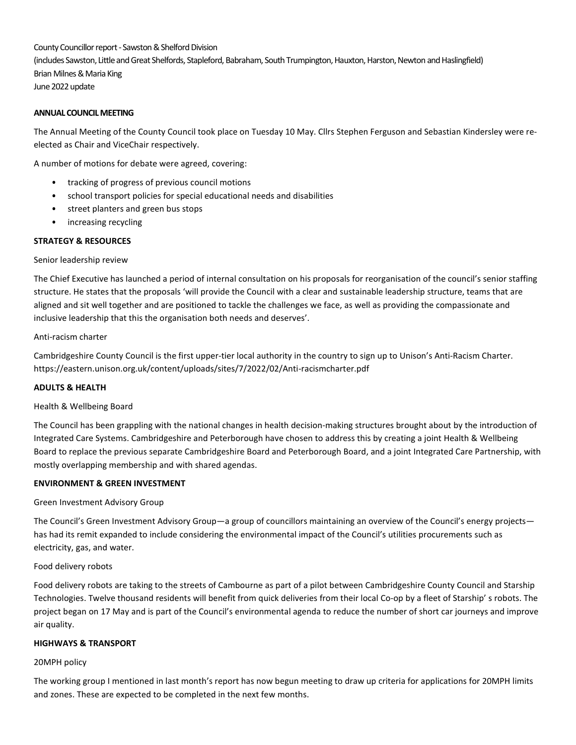County Councillor report - Sawston & Shelford Division
(includes Sawston, Little and Great Shelfords, Stapleford, Babraham, South Trumpington, Hauxton, Harston, Newton and Haslingfield)
Brian Milnes & Maria King
June 2022 update

**ANNUAL COUNCIL MEETING**

The Annual Meeting of the County Council took place on Tuesday 10 May. Cllrs Stephen Ferguson and Sebastian Kindersley were re-elected as Chair and ViceChair respectively.

A number of motions for debate were agreed, covering:

- tracking of progress of previous council motions
- school transport policies for special educational needs and disabilities
- street planters and green bus stops
- increasing recycling

**STRATEGY & RESOURCES**

Senior leadership review

The Chief Executive has launched a period of internal consultation on his proposals for reorganisation of the council's senior staffing structure. He states that the proposals 'will provide the Council with a clear and sustainable leadership structure, teams that are aligned and sit well together and are positioned to tackle the challenges we face, as well as providing the compassionate and inclusive leadership that this the organisation both needs and deserves'.

Anti-racism charter

Cambridgeshire County Council is the first upper-tier local authority in the country to sign up to Unison's Anti-Racism Charter. https://eastern.unison.org.uk/content/uploads/sites/7/2022/02/Anti-racismcharter.pdf

**ADULTS & HEALTH**

Health & Wellbeing Board

The Council has been grappling with the national changes in health decision-making structures brought about by the introduction of Integrated Care Systems. Cambridgeshire and Peterborough have chosen to address this by creating a joint Health & Wellbeing Board to replace the previous separate Cambridgeshire Board and Peterborough Board, and a joint Integrated Care Partnership, with mostly overlapping membership and with shared agendas.

**ENVIRONMENT & GREEN INVESTMENT**

Green Investment Advisory Group

The Council's Green Investment Advisory Group—a group of councillors maintaining an overview of the Council's energy projects—has had its remit expanded to include considering the environmental impact of the Council's utilities procurements such as electricity, gas, and water.

Food delivery robots

Food delivery robots are taking to the streets of Cambourne as part of a pilot between Cambridgeshire County Council and Starship Technologies. Twelve thousand residents will benefit from quick deliveries from their local Co-op by a fleet of Starship' s robots. The project began on 17 May and is part of the Council's environmental agenda to reduce the number of short car journeys and improve air quality.

**HIGHWAYS & TRANSPORT**

20MPH policy

The working group I mentioned in last month's report has now begun meeting to draw up criteria for applications for 20MPH limits and zones. These are expected to be completed in the next few months.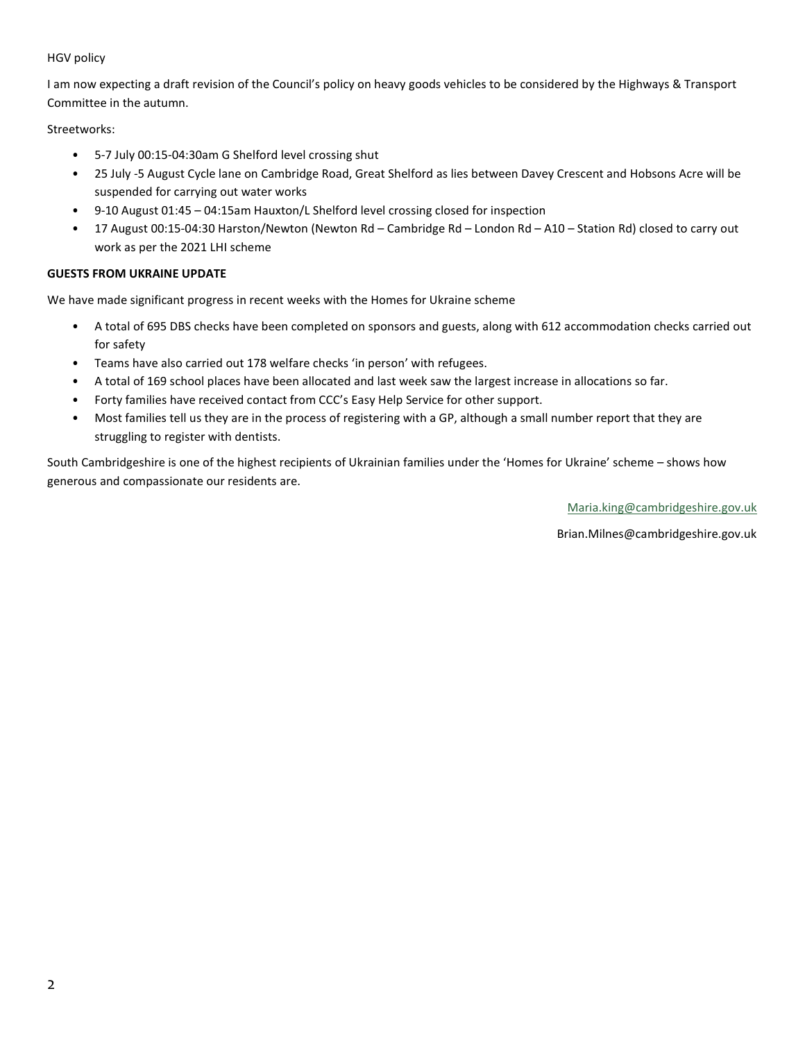HGV policy

I am now expecting a draft revision of the Council's policy on heavy goods vehicles to be considered by the Highways & Transport Committee in the autumn.

Streetworks:

- 5-7 July 00:15-04:30am G Shelford level crossing shut
- 25 July -5 August Cycle lane on Cambridge Road, Great Shelford as lies between Davey Crescent and Hobsons Acre will be suspended for carrying out water works
- 9-10 August 01:45 – 04:15am Hauxton/L Shelford level crossing closed for inspection
- 17 August 00:15-04:30 Harston/Newton (Newton Rd – Cambridge Rd – London Rd – A10 – Station Rd) closed to carry out work as per the 2021 LHI scheme

**GUESTS FROM UKRAINE UPDATE**

We have made significant progress in recent weeks with the Homes for Ukraine scheme

- A total of 695 DBS checks have been completed on sponsors and guests, along with 612 accommodation checks carried out for safety
- Teams have also carried out 178 welfare checks 'in person' with refugees.
- A total of 169 school places have been allocated and last week saw the largest increase in allocations so far.
- Forty families have received contact from CCC's Easy Help Service for other support.
- Most families tell us they are in the process of registering with a GP, although a small number report that they are struggling to register with dentists.

South Cambridgeshire is one of the highest recipients of Ukrainian families under the 'Homes for Ukraine' scheme – shows how generous and compassionate our residents are.

Maria.king@cambridgeshire.gov.uk

Brian.Milnes@cambridgeshire.gov.uk